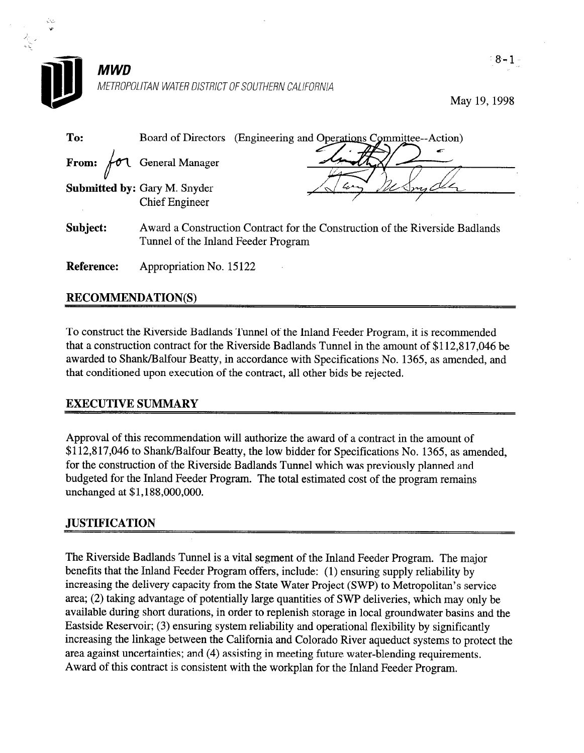**MWD**

*METROPOLITAN WATER DISTRICT OF SOUTHERN CALIFORNIA*

8-1

May 19, 1998

**To:** Board of Directors (Engineering and Operations Committee--Action)

**From:** for General Manager

**Submitted by:** Gary M. Snyder
Chief Engineer

**Subject:** Award a Construction Contract for the Construction of the Riverside Badlands Tunnel of the Inland Feeder Program

**Reference:** Appropriation No. 15122

## RECOMMENDATION(S)

To construct the Riverside Badlands Tunnel of the Inland Feeder Program, it is recommended that a construction contract for the Riverside Badlands Tunnel in the amount of $112,817,046 be awarded to Shank/Balfour Beatty, in accordance with Specifications No. 1365, as amended, and that conditioned upon execution of the contract, all other bids be rejected.

## EXECUTIVE SUMMARY

Approval of this recommendation will authorize the award of a contract in the amount of $112,817,046 to Shank/Balfour Beatty, the low bidder for Specifications No. 1365, as amended, for the construction of the Riverside Badlands Tunnel which was previously planned and budgeted for the Inland Feeder Program. The total estimated cost of the program remains unchanged at $1,188,000,000.

## JUSTIFICATION

The Riverside Badlands Tunnel is a vital segment of the Inland Feeder Program. The major benefits that the Inland Feeder Program offers, include: (1) ensuring supply reliability by increasing the delivery capacity from the State Water Project (SWP) to Metropolitan's service area; (2) taking advantage of potentially large quantities of SWP deliveries, which may only be available during short durations, in order to replenish storage in local groundwater basins and the Eastside Reservoir; (3) ensuring system reliability and operational flexibility by significantly increasing the linkage between the California and Colorado River aqueduct systems to protect the area against uncertainties; and (4) assisting in meeting future water-blending requirements. Award of this contract is consistent with the workplan for the Inland Feeder Program.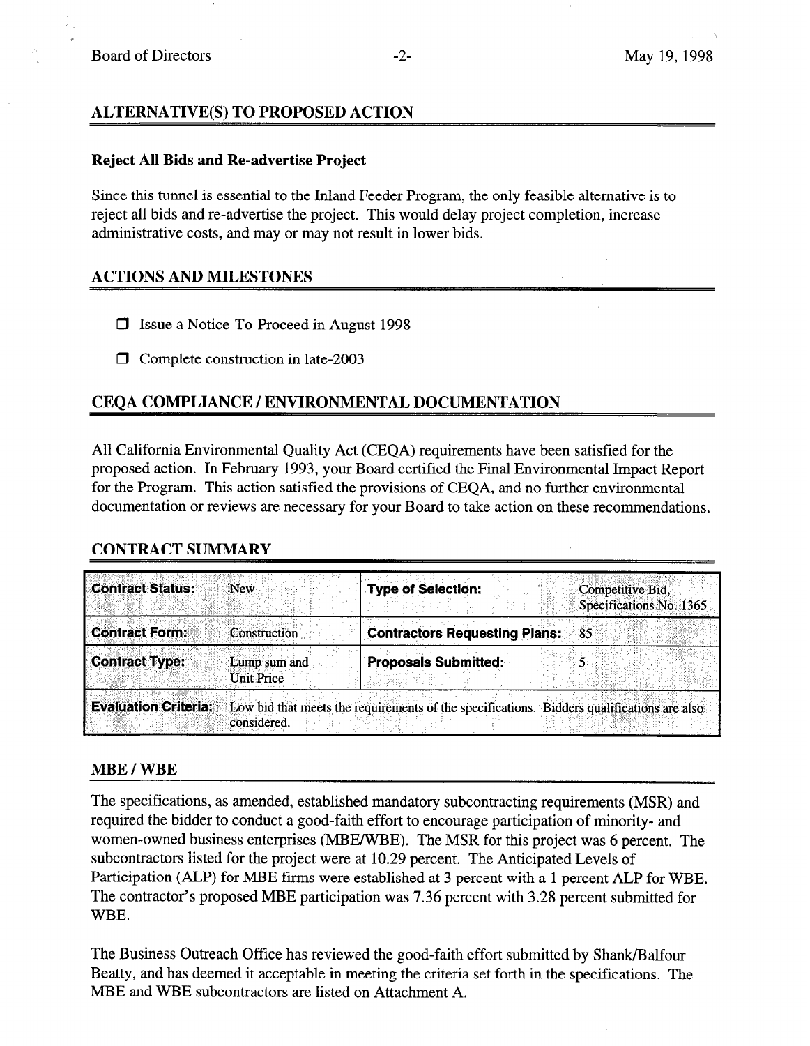## ALTERNATIVE(S) TO PROPOSED ACTION

**Reject All Bids and Re-advertise Project**

Since this tunnel is essential to the Inland Feeder Program, the only feasible alternative is to reject all bids and re-advertise the project. This would delay project completion, increase administrative costs, and may or may not result in lower bids.

## ACTIONS AND MILESTONES

- ☐ Issue a Notice-To-Proceed in August 1998
- ☐ Complete construction in late-2003

## CEQA COMPLIANCE / ENVIRONMENTAL DOCUMENTATION

All California Environmental Quality Act (CEQA) requirements have been satisfied for the proposed action. In February 1993, your Board certified the Final Environmental Impact Report for the Program. This action satisfied the provisions of CEQA, and no further environmental documentation or reviews are necessary for your Board to take action on these recommendations.

## CONTRACT SUMMARY

| | | | |
|---|---|---|---|
| **Contract Status:** | New | **Type of Selection:** | Competitive Bid, Specifications No. 1365 |
| **Contract Form:** | Construction | **Contractors Requesting Plans:** | 85 |
| **Contract Type:** | Lump sum and Unit Price | **Proposals Submitted:** | 5 |
| **Evaluation Criteria:** | Low bid that meets the requirements of the specifications. Bidders qualifications are also considered. | | |

## MBE / WBE

The specifications, as amended, established mandatory subcontracting requirements (MSR) and required the bidder to conduct a good-faith effort to encourage participation of minority- and women-owned business enterprises (MBE/WBE). The MSR for this project was 6 percent. The subcontractors listed for the project were at 10.29 percent. The Anticipated Levels of Participation (ALP) for MBE firms were established at 3 percent with a 1 percent ALP for WBE. The contractor's proposed MBE participation was 7.36 percent with 3.28 percent submitted for WBE.

The Business Outreach Office has reviewed the good-faith effort submitted by Shank/Balfour Beatty, and has deemed it acceptable in meeting the criteria set forth in the specifications. The MBE and WBE subcontractors are listed on Attachment A.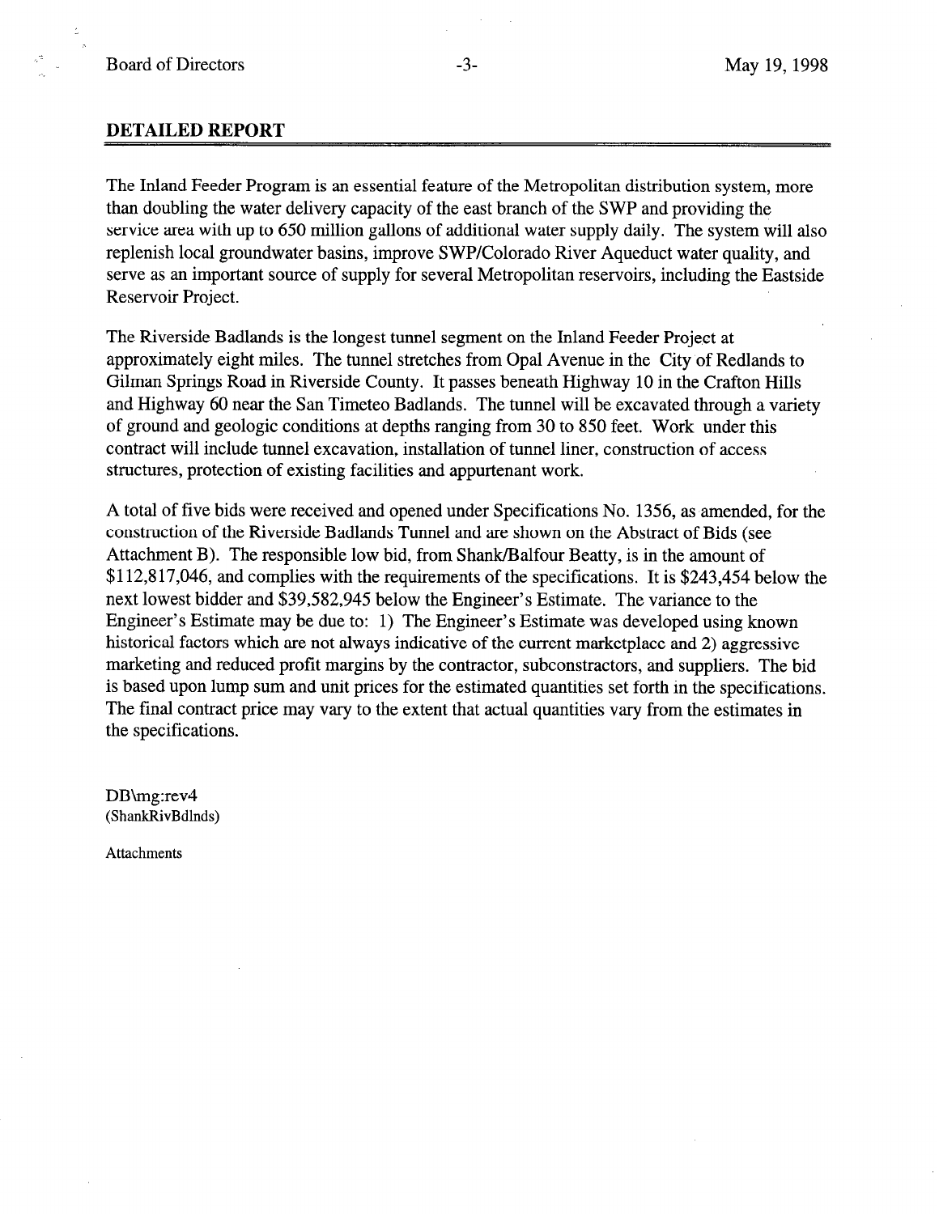## DETAILED REPORT

The Inland Feeder Program is an essential feature of the Metropolitan distribution system, more than doubling the water delivery capacity of the east branch of the SWP and providing the service area with up to 650 million gallons of additional water supply daily. The system will also replenish local groundwater basins, improve SWP/Colorado River Aqueduct water quality, and serve as an important source of supply for several Metropolitan reservoirs, including the Eastside Reservoir Project.

The Riverside Badlands is the longest tunnel segment on the Inland Feeder Project at approximately eight miles. The tunnel stretches from Opal Avenue in the City of Redlands to Gilman Springs Road in Riverside County. It passes beneath Highway 10 in the Crafton Hills and Highway 60 near the San Timeteo Badlands. The tunnel will be excavated through a variety of ground and geologic conditions at depths ranging from 30 to 850 feet. Work under this contract will include tunnel excavation, installation of tunnel liner, construction of access structures, protection of existing facilities and appurtenant work.

A total of five bids were received and opened under Specifications No. 1356, as amended, for the construction of the Riverside Badlands Tunnel and are shown on the Abstract of Bids (see Attachment B). The responsible low bid, from Shank/Balfour Beatty, is in the amount of $112,817,046, and complies with the requirements of the specifications. It is $243,454 below the next lowest bidder and $39,582,945 below the Engineer's Estimate. The variance to the Engineer's Estimate may be due to: 1) The Engineer's Estimate was developed using known historical factors which are not always indicative of the current marketplace and 2) aggressive marketing and reduced profit margins by the contractor, subconstractors, and suppliers. The bid is based upon lump sum and unit prices for the estimated quantities set forth in the specifications. The final contract price may vary to the extent that actual quantities vary from the estimates in the specifications.

DB\mg:rev4
(ShankRivBdlnds)

Attachments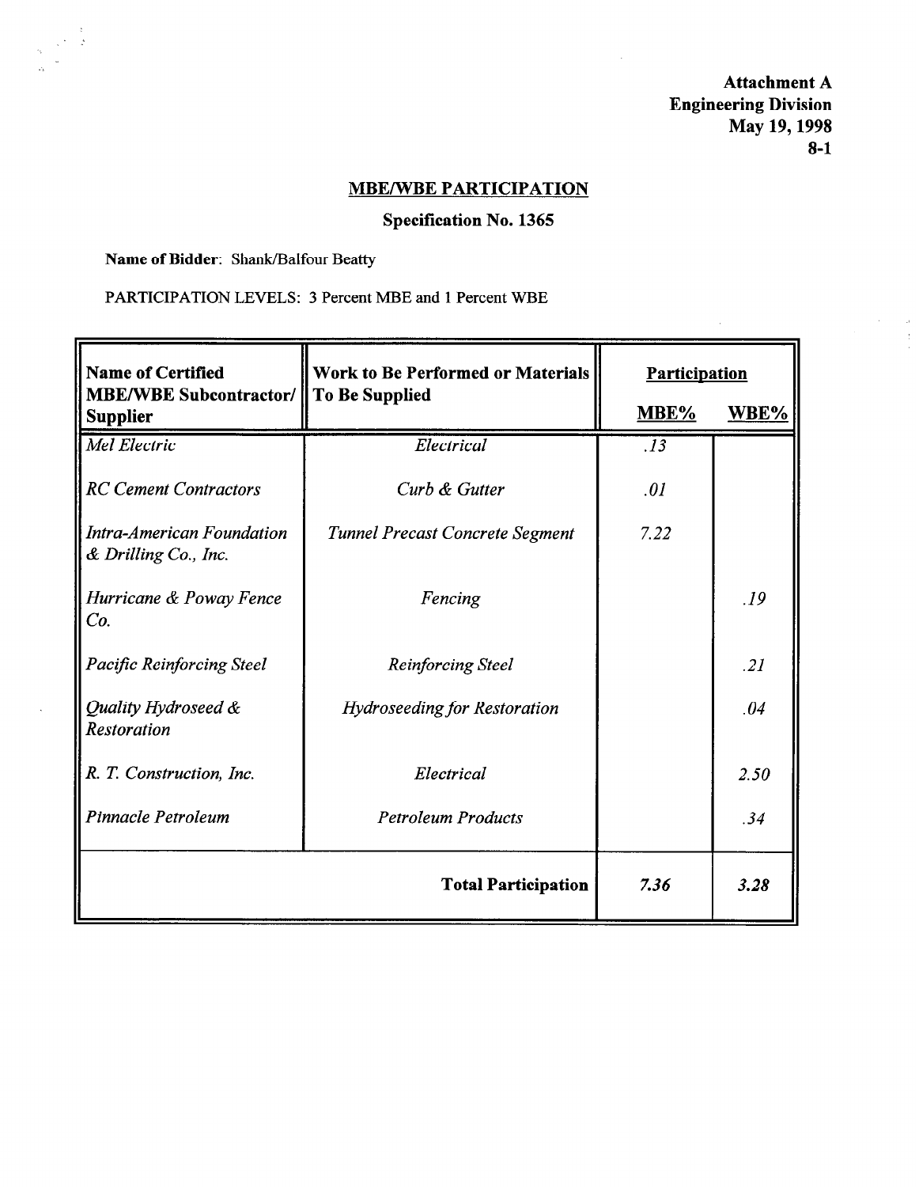**Attachment A**
**Engineering Division**
**May 19, 1998**
**8-1**

## MBE/WBE PARTICIPATION

### Specification No. 1365

**Name of Bidder**: Shank/Balfour Beatty

PARTICIPATION LEVELS: 3 Percent MBE and 1 Percent WBE

| Name of Certified MBE/WBE Subcontractor/ Supplier | Work to Be Performed or Materials To Be Supplied | Participation | |
|---|---|---|---|
| | | MBE% | WBE% |
| *Mel Electric* | *Electrical* | *.13* | |
| *RC Cement Contractors* | *Curb & Gutter* | *.01* | |
| *Intra-American Foundation & Drilling Co., Inc.* | *Tunnel Precast Concrete Segment* | *7.22* | |
| *Hurricane & Poway Fence Co.* | *Fencing* | | *.19* |
| *Pacific Reinforcing Steel* | *Reinforcing Steel* | | *.21* |
| *Quality Hydroseed & Restoration* | *Hydroseeding for Restoration* | | *.04* |
| *R. T. Construction, Inc.* | *Electrical* | | *2.50* |
| *Pinnacle Petroleum* | *Petroleum Products* | | *.34* |
| | **Total Participation** | ***7.36*** | ***3.28*** |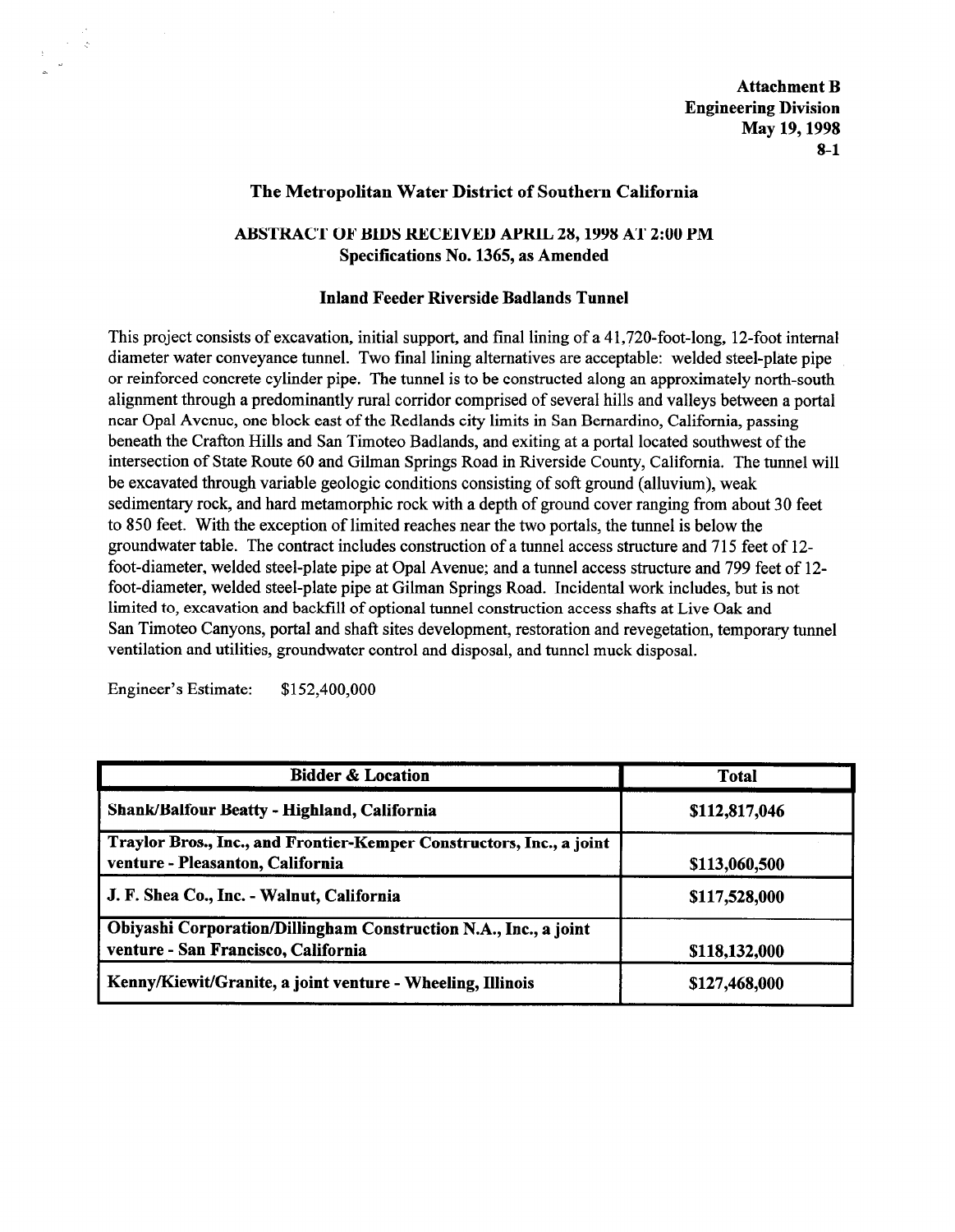**Attachment B**
**Engineering Division**
**May 19, 1998**
**8-1**

## The Metropolitan Water District of Southern California

### ABSTRACT OF BIDS RECEIVED APRIL 28, 1998 AT 2:00 PM
### Specifications No. 1365, as Amended

### Inland Feeder Riverside Badlands Tunnel

This project consists of excavation, initial support, and final lining of a 41,720-foot-long, 12-foot internal diameter water conveyance tunnel. Two final lining alternatives are acceptable: welded steel-plate pipe or reinforced concrete cylinder pipe. The tunnel is to be constructed along an approximately north-south alignment through a predominantly rural corridor comprised of several hills and valleys between a portal near Opal Avenue, one block east of the Redlands city limits in San Bernardino, California, passing beneath the Crafton Hills and San Timoteo Badlands, and exiting at a portal located southwest of the intersection of State Route 60 and Gilman Springs Road in Riverside County, California. The tunnel will be excavated through variable geologic conditions consisting of soft ground (alluvium), weak sedimentary rock, and hard metamorphic rock with a depth of ground cover ranging from about 30 feet to 850 feet. With the exception of limited reaches near the two portals, the tunnel is below the groundwater table. The contract includes construction of a tunnel access structure and 715 feet of 12-foot-diameter, welded steel-plate pipe at Opal Avenue; and a tunnel access structure and 799 feet of 12-foot-diameter, welded steel-plate pipe at Gilman Springs Road. Incidental work includes, but is not limited to, excavation and backfill of optional tunnel construction access shafts at Live Oak and San Timoteo Canyons, portal and shaft sites development, restoration and revegetation, temporary tunnel ventilation and utilities, groundwater control and disposal, and tunnel muck disposal.

Engineer's Estimate: $152,400,000

| Bidder & Location | Total |
|---|---|
| **Shank/Balfour Beatty - Highland, California** | **$112,817,046** |
| **Traylor Bros., Inc., and Frontier-Kemper Constructors, Inc., a joint venture - Pleasanton, California** | **$113,060,500** |
| **J. F. Shea Co., Inc. - Walnut, California** | **$117,528,000** |
| **Obiyashi Corporation/Dillingham Construction N.A., Inc., a joint venture - San Francisco, California** | **$118,132,000** |
| **Kenny/Kiewit/Granite, a joint venture - Wheeling, Illinois** | **$127,468,000** |